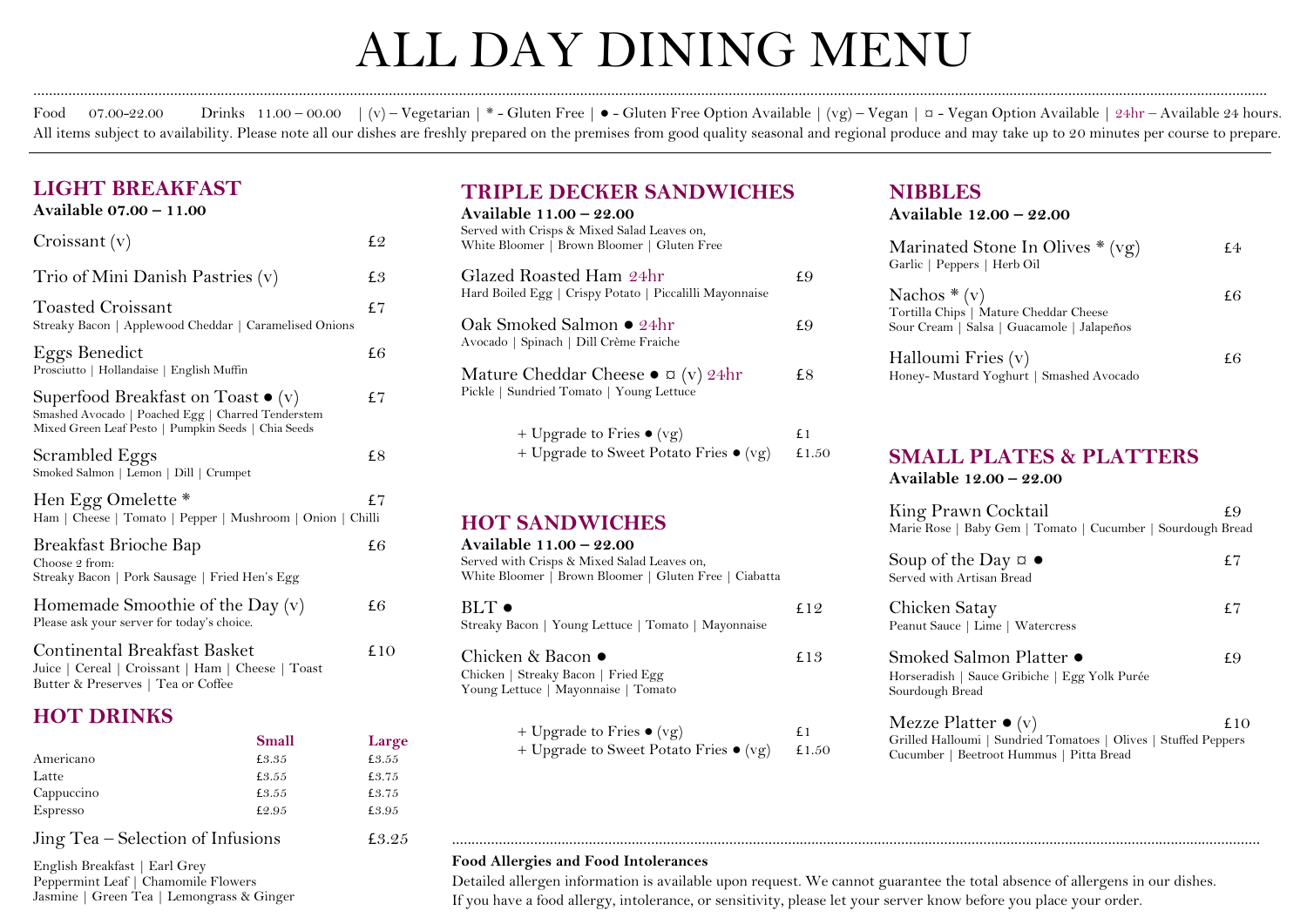# ALL DAY DINING MENU

Food 07.00-22.00 Drinks 11.00 – 00.00 | (v) – Vegetarian | * - Gluten Free | ● - Gluten Free Option Available | (vg) – Vegan | ¤ - Vegan Option Available | 24hr – Available 24 hours.
All items subject to availability. Please note all our dishes are freshly prepared on the premises from good quality seasonal and regional produce and may take up to 20 minutes per course to prepare.

## LIGHT BREAKFAST

**Available 07.00 – 11.00**

Croissant (v) £2

Trio of Mini Danish Pastries (v) £3

Toasted Croissant £7
Streaky Bacon | Applewood Cheddar | Caramelised Onions

Eggs Benedict £6
Prosciutto | Hollandaise | English Muffin

Superfood Breakfast on Toast ● (v) £7
Smashed Avocado | Poached Egg | Charred Tenderstem
Mixed Green Leaf Pesto | Pumpkin Seeds | Chia Seeds

Scrambled Eggs £8
Smoked Salmon | Lemon | Dill | Crumpet

Hen Egg Omelette * £7
Ham | Cheese | Tomato | Pepper | Mushroom | Onion | Chilli

Breakfast Brioche Bap £6
Choose 2 from:
Streaky Bacon | Pork Sausage | Fried Hen's Egg

Homemade Smoothie of the Day (v) £6
Please ask your server for today's choice.

Continental Breakfast Basket £10
Juice | Cereal | Croissant | Ham | Cheese | Toast
Butter & Preserves | Tea or Coffee

## HOT DRINKS

| | Small | Large |
|---|---|---|
| Americano | £3.35 | £3.55 |
| Latte | £3.55 | £3.75 |
| Cappuccino | £3.55 | £3.75 |
| Espresso | £2.95 | £3.95 |

Jing Tea – Selection of Infusions £3.25

English Breakfast | Earl Grey
Peppermint Leaf | Chamomile Flowers
Jasmine | Green Tea | Lemongrass & Ginger

## TRIPLE DECKER SANDWICHES

**Available 11.00 – 22.00**

Served with Crisps & Mixed Salad Leaves on,
White Bloomer | Brown Bloomer | Gluten Free

Glazed Roasted Ham 24hr £9
Hard Boiled Egg | Crispy Potato | Piccalilli Mayonnaise

Oak Smoked Salmon ● 24hr £9
Avocado | Spinach | Dill Crème Fraiche

Mature Cheddar Cheese ● ¤ (v) 24hr £8
Pickle | Sundried Tomato | Young Lettuce

+ Upgrade to Fries ● (vg) £1
+ Upgrade to Sweet Potato Fries ● (vg) £1.50

## HOT SANDWICHES

**Available 11.00 – 22.00**

Served with Crisps & Mixed Salad Leaves on,
White Bloomer | Brown Bloomer | Gluten Free | Ciabatta

BLT ● £12
Streaky Bacon | Young Lettuce | Tomato | Mayonnaise

Chicken & Bacon ● £13
Chicken | Streaky Bacon | Fried Egg
Young Lettuce | Mayonnaise | Tomato

+ Upgrade to Fries ● (vg) £1
+ Upgrade to Sweet Potato Fries ● (vg) £1.50

## NIBBLES

**Available 12.00 – 22.00**

Marinated Stone In Olives * (vg) £4
Garlic | Peppers | Herb Oil

Nachos * (v) £6
Tortilla Chips | Mature Cheddar Cheese
Sour Cream | Salsa | Guacamole | Jalapeños

Halloumi Fries (v) £6
Honey- Mustard Yoghurt | Smashed Avocado

## SMALL PLATES & PLATTERS

**Available 12.00 – 22.00**

King Prawn Cocktail £9
Marie Rose | Baby Gem | Tomato | Cucumber | Sourdough Bread

Soup of the Day ¤ ● £7
Served with Artisan Bread

Chicken Satay £7
Peanut Sauce | Lime | Watercress

Smoked Salmon Platter ● £9
Horseradish | Sauce Gribiche | Egg Yolk Purée
Sourdough Bread

Mezze Platter ● (v) £10
Grilled Halloumi | Sundried Tomatoes | Olives | Stuffed Peppers
Cucumber | Beetroot Hummus | Pitta Bread

**Food Allergies and Food Intolerances**

Detailed allergen information is available upon request. We cannot guarantee the total absence of allergens in our dishes.
If you have a food allergy, intolerance, or sensitivity, please let your server know before you place your order.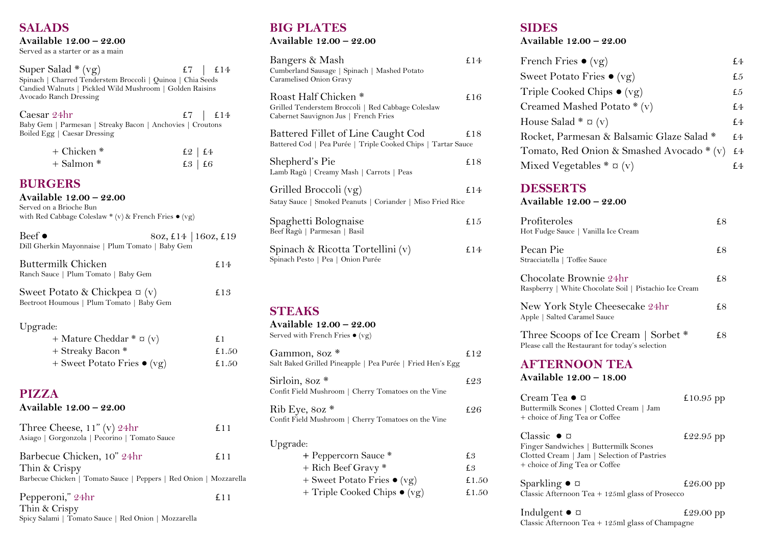## SALADS

**Available 12.00 – 22.00**

Served as a starter or as a main

Super Salad * (vg) — £7 | £14
Spinach | Charred Tenderstem Broccoli | Quinoa | Chia Seeds
Candied Walnuts | Pickled Wild Mushroom | Golden Raisins
Avocado Ranch Dressing

Caesar 24hr — £7 | £14
Baby Gem | Parmesan | Streaky Bacon | Anchovies | Croutons
Boiled Egg | Caesar Dressing

+ Chicken * — £2 | £4
+ Salmon * — £3 | £6

## BURGERS

**Available 12.00 – 22.00**

Served on a Brioche Bun
with Red Cabbage Coleslaw * (v) & French Fries ● (vg)

Beef ● — 8oz, £14 | 16oz, £19
Dill Gherkin Mayonnaise | Plum Tomato | Baby Gem

Buttermilk Chicken — £14
Ranch Sauce | Plum Tomato | Baby Gem

Sweet Potato & Chickpea ¤ (v) — £13
Beetroot Houmous | Plum Tomato | Baby Gem

Upgrade:
+ Mature Cheddar * ¤ (v) — £1
+ Streaky Bacon * — £1.50
+ Sweet Potato Fries ● (vg) — £1.50

## PIZZA

**Available 12.00 – 22.00**

Three Cheese, 11" (v) 24hr — £11
Asiago | Gorgonzola | Pecorino | Tomato Sauce

Barbecue Chicken, 10" 24hr — £11
Thin & Crispy
Barbecue Chicken | Tomato Sauce | Peppers | Red Onion | Mozzarella

Pepperoni," 24hr — £11
Thin & Crispy
Spicy Salami | Tomato Sauce | Red Onion | Mozzarella

## BIG PLATES

**Available 12.00 – 22.00**

Bangers & Mash — £14
Cumberland Sausage | Spinach | Mashed Potato
Caramelised Onion Gravy

Roast Half Chicken * — £16
Grilled Tenderstem Broccoli | Red Cabbage Coleslaw
Cabernet Sauvignon Jus | French Fries

Battered Fillet of Line Caught Cod — £18
Battered Cod | Pea Purée | Triple Cooked Chips | Tartar Sauce

Shepherd's Pie — £18
Lamb Ragù | Creamy Mash | Carrots | Peas

Grilled Broccoli (vg) — £14
Satay Sauce | Smoked Peanuts | Coriander | Miso Fried Rice

Spaghetti Bolognaise — £15
Beef Ragù | Parmesan | Basil

Spinach & Ricotta Tortellini (v) — £14
Spinach Pesto | Pea | Onion Purée

## STEAKS

**Available 12.00 – 22.00**

Served with French Fries ● (vg)

Gammon, 8oz * — £12
Salt Baked Grilled Pineapple | Pea Purée | Fried Hen's Egg

Sirloin, 8oz * — £23
Confit Field Mushroom | Cherry Tomatoes on the Vine

Rib Eye, 8oz * — £26
Confit Field Mushroom | Cherry Tomatoes on the Vine

Upgrade:
+ Peppercorn Sauce * — £3
+ Rich Beef Gravy * — £3
+ Sweet Potato Fries ● (vg) — £1.50
+ Triple Cooked Chips ● (vg) — £1.50

## SIDES

**Available 12.00 – 22.00**

French Fries ● (vg) — £4
Sweet Potato Fries ● (vg) — £5
Triple Cooked Chips ● (vg) — £5
Creamed Mashed Potato * (v) — £4
House Salad * ¤ (v) — £4
Rocket, Parmesan & Balsamic Glaze Salad * — £4
Tomato, Red Onion & Smashed Avocado * (v) — £4
Mixed Vegetables * ¤ (v) — £4

## DESSERTS

**Available 12.00 – 22.00**

Profiteroles — £8
Hot Fudge Sauce | Vanilla Ice Cream

Pecan Pie — £8
Stracciatella | Toffee Sauce

Chocolate Brownie 24hr — £8
Raspberry | White Chocolate Soil | Pistachio Ice Cream

New York Style Cheesecake 24hr — £8
Apple | Salted Caramel Sauce

Three Scoops of Ice Cream | Sorbet * — £8
Please call the Restaurant for today's selection

## AFTERNOON TEA

**Available 12.00 – 18.00**

Cream Tea ● ¤ — £10.95 pp
Buttermilk Scones | Clotted Cream | Jam
+ choice of Jing Tea or Coffee

Classic ● ¤ — £22.95 pp
Finger Sandwiches | Buttermilk Scones
Clotted Cream | Jam | Selection of Pastries
+ choice of Jing Tea or Coffee

Sparkling ● ¤ — £26.00 pp
Classic Afternoon Tea + 125ml glass of Prosecco

Indulgent ● ¤ — £29.00 pp
Classic Afternoon Tea + 125ml glass of Champagne